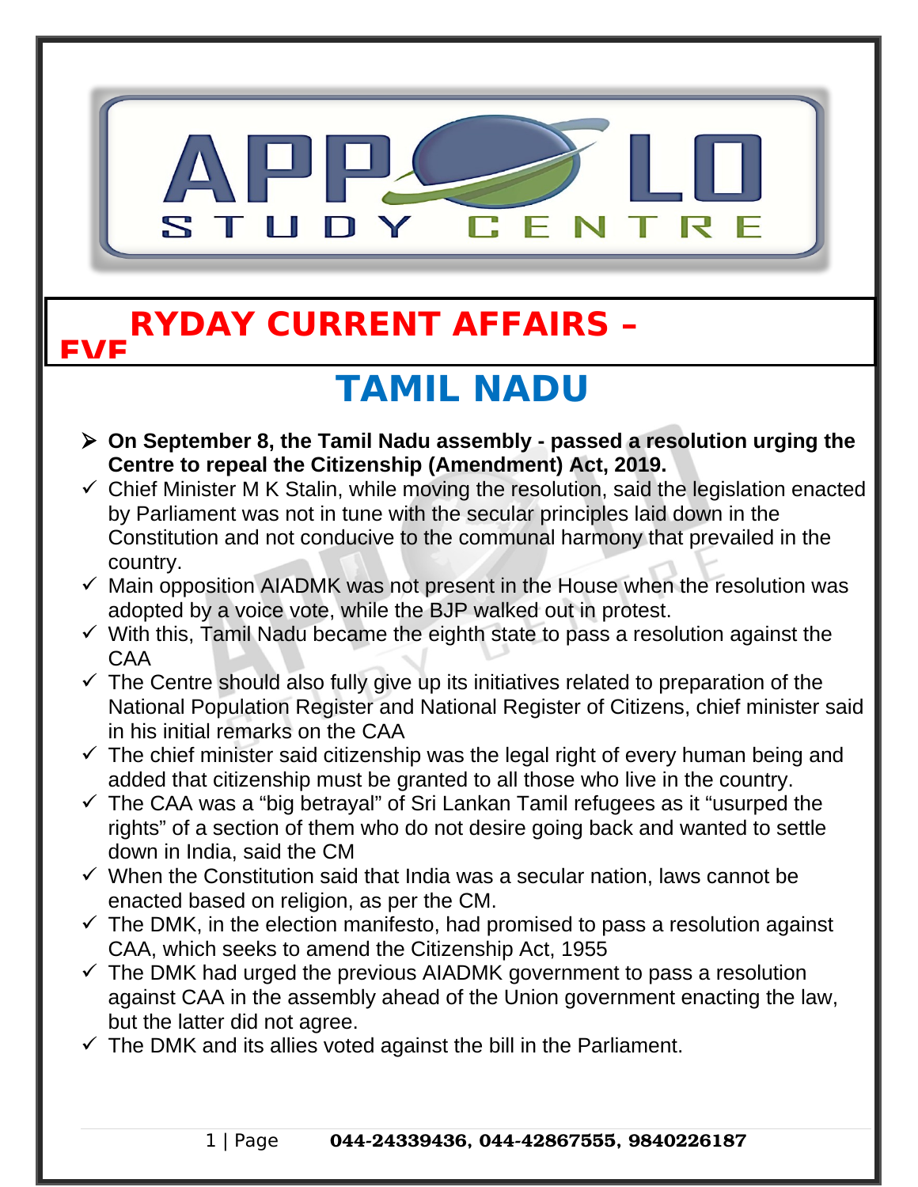# EVERYDAY CURRENT AFFAIRS – 

## TAMIL NADU

- **On September 8, the Tamil Nadu assembly - passed a resolution urging the Centre to repeal the Citizenship (Amendment) Act, 2019.**
- Chief Minister M K Stalin, while moving the resolution, said the legislation enacted by Parliament was not in tune with the secular principles laid down in the Constitution and not conducive to the communal harmony that prevailed in the country.
- Main opposition AIADMK was not present in the House when the resolution was adopted by a voice vote, while the BJP walked out in protest.
- With this, Tamil Nadu became the eighth state to pass a resolution against the CAA
- The Centre should also fully give up its initiatives related to preparation of the National Population Register and National Register of Citizens, chief minister said in his initial remarks on the CAA
- The chief minister said citizenship was the legal right of every human being and added that citizenship must be granted to all those who live in the country.
- The CAA was a "big betrayal" of Sri Lankan Tamil refugees as it "usurped the rights" of a section of them who do not desire going back and wanted to settle down in India, said the CM
- When the Constitution said that India was a secular nation, laws cannot be enacted based on religion, as per the CM.
- The DMK, in the election manifesto, had promised to pass a resolution against CAA, which seeks to amend the Citizenship Act, 1955
- The DMK had urged the previous AIADMK government to pass a resolution against CAA in the assembly ahead of the Union government enacting the law, but the latter did not agree.
- The DMK and its allies voted against the bill in the Parliament.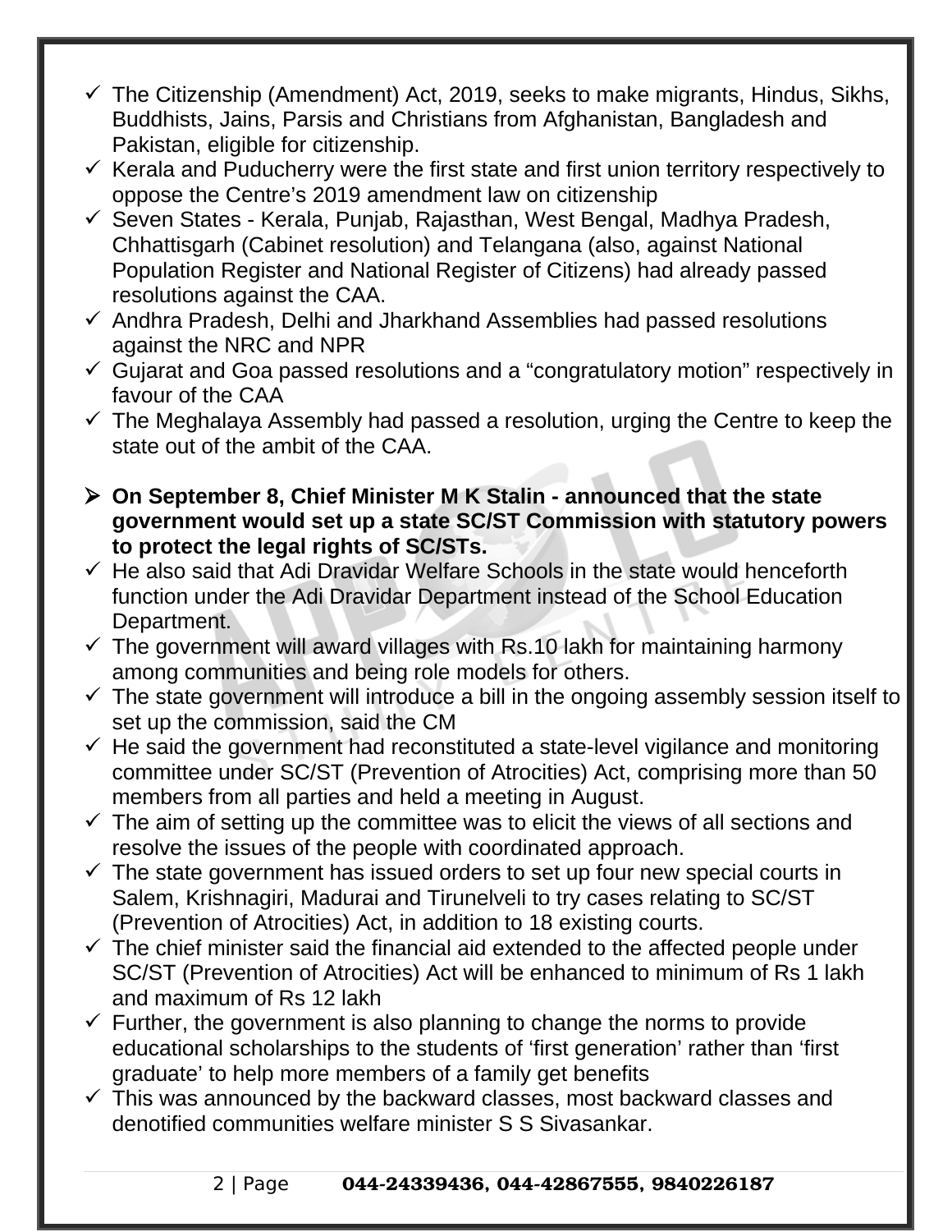- ✓ The Citizenship (Amendment) Act, 2019, seeks to make migrants, Hindus, Sikhs, Buddhists, Jains, Parsis and Christians from Afghanistan, Bangladesh and Pakistan, eligible for citizenship.
- ✓ Kerala and Puducherry were the first state and first union territory respectively to oppose the Centre's 2019 amendment law on citizenship
- ✓ Seven States - Kerala, Punjab, Rajasthan, West Bengal, Madhya Pradesh, Chhattisgarh (Cabinet resolution) and Telangana (also, against National Population Register and National Register of Citizens) had already passed resolutions against the CAA.
- ✓ Andhra Pradesh, Delhi and Jharkhand Assemblies had passed resolutions against the NRC and NPR
- ✓ Gujarat and Goa passed resolutions and a "congratulatory motion" respectively in favour of the CAA
- ✓ The Meghalaya Assembly had passed a resolution, urging the Centre to keep the state out of the ambit of the CAA.

- **On September 8, Chief Minister M K Stalin - announced that the state government would set up a state SC/ST Commission with statutory powers to protect the legal rights of SC/STs.**
- ✓ He also said that Adi Dravidar Welfare Schools in the state would henceforth function under the Adi Dravidar Department instead of the School Education Department.
- ✓ The government will award villages with Rs.10 lakh for maintaining harmony among communities and being role models for others.
- ✓ The state government will introduce a bill in the ongoing assembly session itself to set up the commission, said the CM
- ✓ He said the government had reconstituted a state-level vigilance and monitoring committee under SC/ST (Prevention of Atrocities) Act, comprising more than 50 members from all parties and held a meeting in August.
- ✓ The aim of setting up the committee was to elicit the views of all sections and resolve the issues of the people with coordinated approach.
- ✓ The state government has issued orders to set up four new special courts in Salem, Krishnagiri, Madurai and Tirunelveli to try cases relating to SC/ST (Prevention of Atrocities) Act, in addition to 18 existing courts.
- ✓ The chief minister said the financial aid extended to the affected people under SC/ST (Prevention of Atrocities) Act will be enhanced to minimum of Rs 1 lakh and maximum of Rs 12 lakh
- ✓ Further, the government is also planning to change the norms to provide educational scholarships to the students of 'first generation' rather than 'first graduate' to help more members of a family get benefits
- ✓ This was announced by the backward classes, most backward classes and denotified communities welfare minister S S Sivasankar.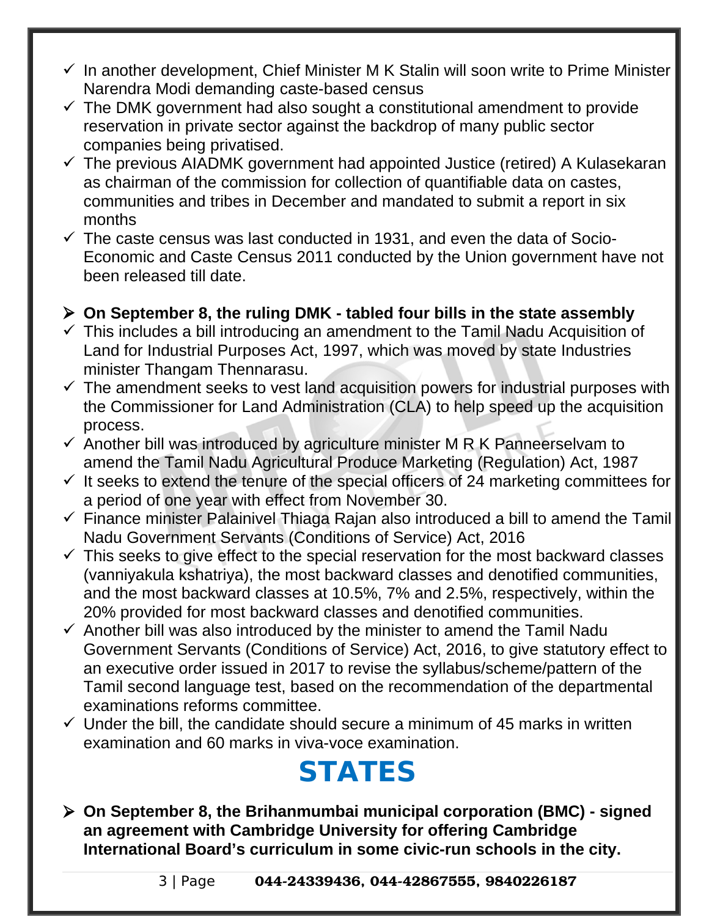- ✓ In another development, Chief Minister M K Stalin will soon write to Prime Minister Narendra Modi demanding caste-based census
- ✓ The DMK government had also sought a constitutional amendment to provide reservation in private sector against the backdrop of many public sector companies being privatised.
- ✓ The previous AIADMK government had appointed Justice (retired) A Kulasekaran as chairman of the commission for collection of quantifiable data on castes, communities and tribes in December and mandated to submit a report in six months
- ✓ The caste census was last conducted in 1931, and even the data of Socio-Economic and Caste Census 2011 conducted by the Union government have not been released till date.

➢ **On September 8, the ruling DMK - tabled four bills in the state assembly**

- ✓ This includes a bill introducing an amendment to the Tamil Nadu Acquisition of Land for Industrial Purposes Act, 1997, which was moved by state Industries minister Thangam Thennarasu.
- ✓ The amendment seeks to vest land acquisition powers for industrial purposes with the Commissioner for Land Administration (CLA) to help speed up the acquisition process.
- ✓ Another bill was introduced by agriculture minister M R K Panneerselvam to amend the Tamil Nadu Agricultural Produce Marketing (Regulation) Act, 1987
- ✓ It seeks to extend the tenure of the special officers of 24 marketing committees for a period of one year with effect from November 30.
- ✓ Finance minister Palainivel Thiaga Rajan also introduced a bill to amend the Tamil Nadu Government Servants (Conditions of Service) Act, 2016
- ✓ This seeks to give effect to the special reservation for the most backward classes (vanniyakula kshatriya), the most backward classes and denotified communities, and the most backward classes at 10.5%, 7% and 2.5%, respectively, within the 20% provided for most backward classes and denotified communities.
- ✓ Another bill was also introduced by the minister to amend the Tamil Nadu Government Servants (Conditions of Service) Act, 2016, to give statutory effect to an executive order issued in 2017 to revise the syllabus/scheme/pattern of the Tamil second language test, based on the recommendation of the departmental examinations reforms committee.
- ✓ Under the bill, the candidate should secure a minimum of 45 marks in written examination and 60 marks in viva-voce examination.

# STATES

➢ **On September 8, the Brihanmumbai municipal corporation (BMC) - signed an agreement with Cambridge University for offering Cambridge International Board's curriculum in some civic-run schools in the city.**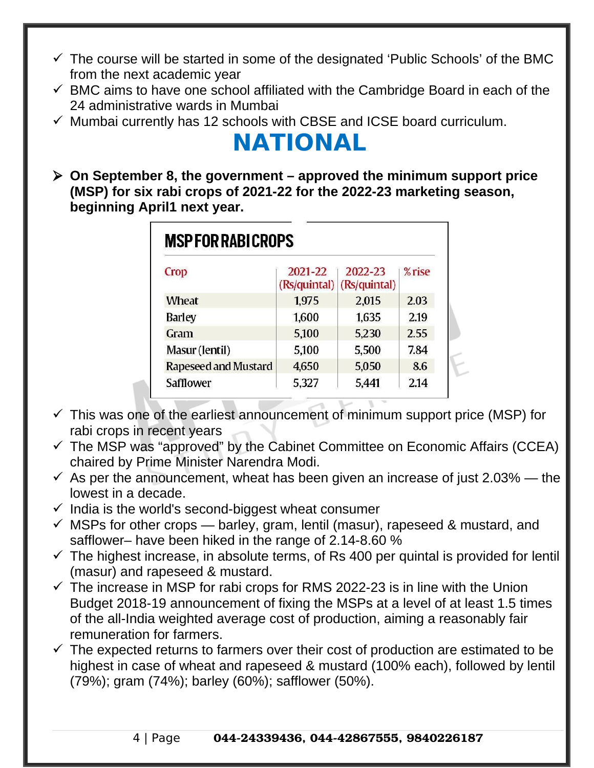- ✓ The course will be started in some of the designated 'Public Schools' of the BMC from the next academic year
- ✓ BMC aims to have one school affiliated with the Cambridge Board in each of the 24 administrative wards in Mumbai
- ✓ Mumbai currently has 12 schools with CBSE and ICSE board curriculum.

# NATIONAL

- ➢ **On September 8, the government – approved the minimum support price (MSP) for six rabi crops of 2021-22 for the 2022-23 marketing season, beginning April1 next year.**

**MSP FOR RABI CROPS**

| Crop | 2021-22 (Rs/quintal) | 2022-23 (Rs/quintal) | % rise |
|---|---|---|---|
| Wheat | 1,975 | 2,015 | 2.03 |
| Barley | 1,600 | 1,635 | 2.19 |
| Gram | 5,100 | 5,230 | 2.55 |
| Masur (lentil) | 5,100 | 5,500 | 7.84 |
| Rapeseed and Mustard | 4,650 | 5,050 | 8.6 |
| Safflower | 5,327 | 5,441 | 2.14 |

- ✓ This was one of the earliest announcement of minimum support price (MSP) for rabi crops in recent years
- ✓ The MSP was "approved" by the Cabinet Committee on Economic Affairs (CCEA) chaired by Prime Minister Narendra Modi.
- ✓ As per the announcement, wheat has been given an increase of just 2.03% — the lowest in a decade.
- ✓ India is the world's second-biggest wheat consumer
- ✓ MSPs for other crops — barley, gram, lentil (masur), rapeseed & mustard, and safflower– have been hiked in the range of 2.14-8.60 %
- ✓ The highest increase, in absolute terms, of Rs 400 per quintal is provided for lentil (masur) and rapeseed & mustard.
- ✓ The increase in MSP for rabi crops for RMS 2022-23 is in line with the Union Budget 2018-19 announcement of fixing the MSPs at a level of at least 1.5 times of the all-India weighted average cost of production, aiming a reasonably fair remuneration for farmers.
- ✓ The expected returns to farmers over their cost of production are estimated to be highest in case of wheat and rapeseed & mustard (100% each), followed by lentil (79%); gram (74%); barley (60%); safflower (50%).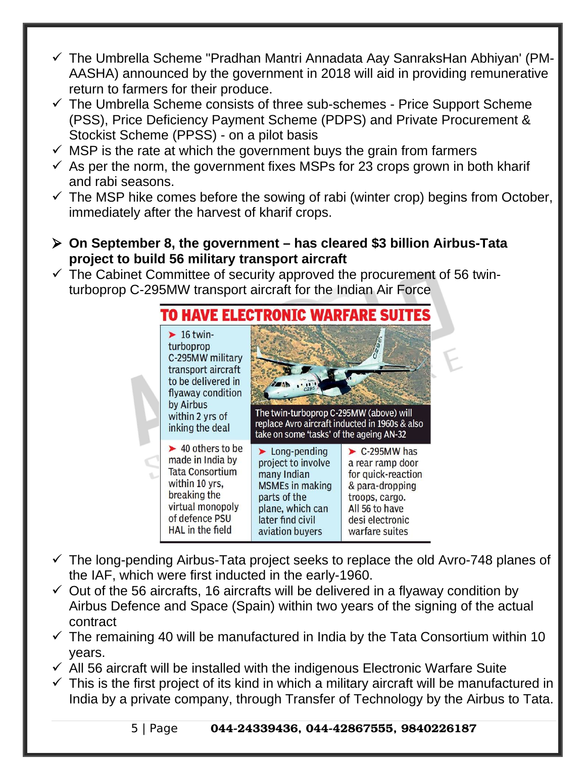- ✓ The Umbrella Scheme "Pradhan Mantri Annadata Aay SanraksHan Abhiyan' (PM-AASHA) announced by the government in 2018 will aid in providing remunerative return to farmers for their produce.
- ✓ The Umbrella Scheme consists of three sub-schemes - Price Support Scheme (PSS), Price Deficiency Payment Scheme (PDPS) and Private Procurement & Stockist Scheme (PPSS) - on a pilot basis
- ✓ MSP is the rate at which the government buys the grain from farmers
- ✓ As per the norm, the government fixes MSPs for 23 crops grown in both kharif and rabi seasons.
- ✓ The MSP hike comes before the sowing of rabi (winter crop) begins from October, immediately after the harvest of kharif crops.

- **On September 8, the government – has cleared $3 billion Airbus-Tata project to build 56 military transport aircraft**

- ✓ The Cabinet Committee of security approved the procurement of 56 twin-turboprop C-295MW transport aircraft for the Indian Air Force

**TO HAVE ELECTRONIC WARFARE SUITES**

- 16 twin-turboprop C-295MW military transport aircraft to be delivered in flyaway condition by Airbus within 2 yrs of inking the deal

The twin-turboprop C-295MW (above) will replace Avro aircraft inducted in 1960s & also take on some 'tasks' of the ageing AN-32

- 40 others to be made in India by Tata Consortium within 10 yrs, breaking the virtual monopoly of defence PSU HAL in the field
- Long-pending project to involve many Indian MSMEs in making parts of the plane, which can later find civil aviation buyers
- C-295MW has a rear ramp door for quick-reaction & para-dropping troops, cargo. All 56 to have desi electronic warfare suites

- ✓ The long-pending Airbus-Tata project seeks to replace the old Avro-748 planes of the IAF, which were first inducted in the early-1960.
- ✓ Out of the 56 aircrafts, 16 aircrafts will be delivered in a flyaway condition by Airbus Defence and Space (Spain) within two years of the signing of the actual contract
- ✓ The remaining 40 will be manufactured in India by the Tata Consortium within 10 years.
- ✓ All 56 aircraft will be installed with the indigenous Electronic Warfare Suite
- ✓ This is the first project of its kind in which a military aircraft will be manufactured in India by a private company, through Transfer of Technology by the Airbus to Tata.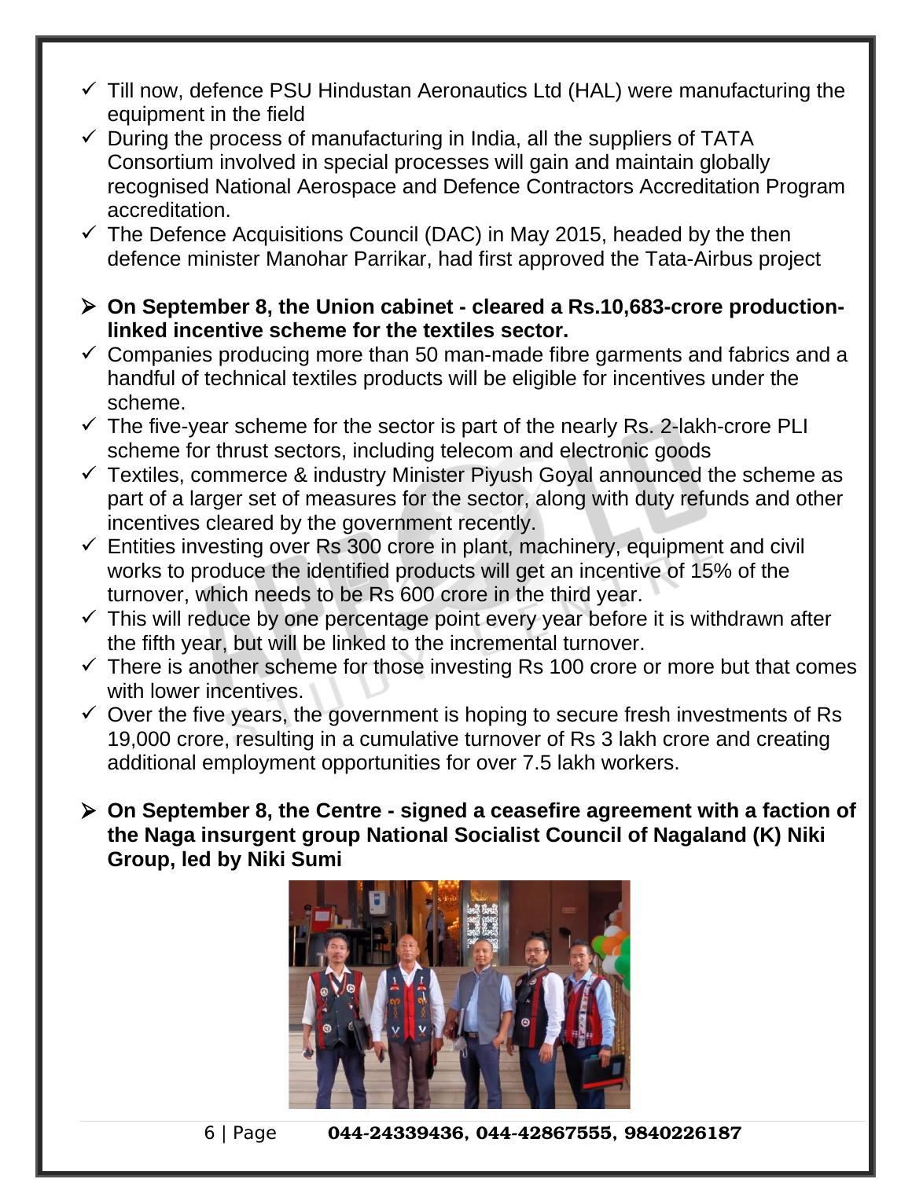- ✓ Till now, defence PSU Hindustan Aeronautics Ltd (HAL) were manufacturing the equipment in the field
- ✓ During the process of manufacturing in India, all the suppliers of TATA Consortium involved in special processes will gain and maintain globally recognised National Aerospace and Defence Contractors Accreditation Program accreditation.
- ✓ The Defence Acquisitions Council (DAC) in May 2015, headed by the then defence minister Manohar Parrikar, had first approved the Tata-Airbus project

➢ **On September 8, the Union cabinet - cleared a Rs.10,683-crore production-linked incentive scheme for the textiles sector.**

- ✓ Companies producing more than 50 man-made fibre garments and fabrics and a handful of technical textiles products will be eligible for incentives under the scheme.
- ✓ The five-year scheme for the sector is part of the nearly Rs. 2-lakh-crore PLI scheme for thrust sectors, including telecom and electronic goods
- ✓ Textiles, commerce & industry Minister Piyush Goyal announced the scheme as part of a larger set of measures for the sector, along with duty refunds and other incentives cleared by the government recently.
- ✓ Entities investing over Rs 300 crore in plant, machinery, equipment and civil works to produce the identified products will get an incentive of 15% of the turnover, which needs to be Rs 600 crore in the third year.
- ✓ This will reduce by one percentage point every year before it is withdrawn after the fifth year, but will be linked to the incremental turnover.
- ✓ There is another scheme for those investing Rs 100 crore or more but that comes with lower incentives.
- ✓ Over the five years, the government is hoping to secure fresh investments of Rs 19,000 crore, resulting in a cumulative turnover of Rs 3 lakh crore and creating additional employment opportunities for over 7.5 lakh workers.

➢ **On September 8, the Centre - signed a ceasefire agreement with a faction of the Naga insurgent group National Socialist Council of Nagaland (K) Niki Group, led by Niki Sumi**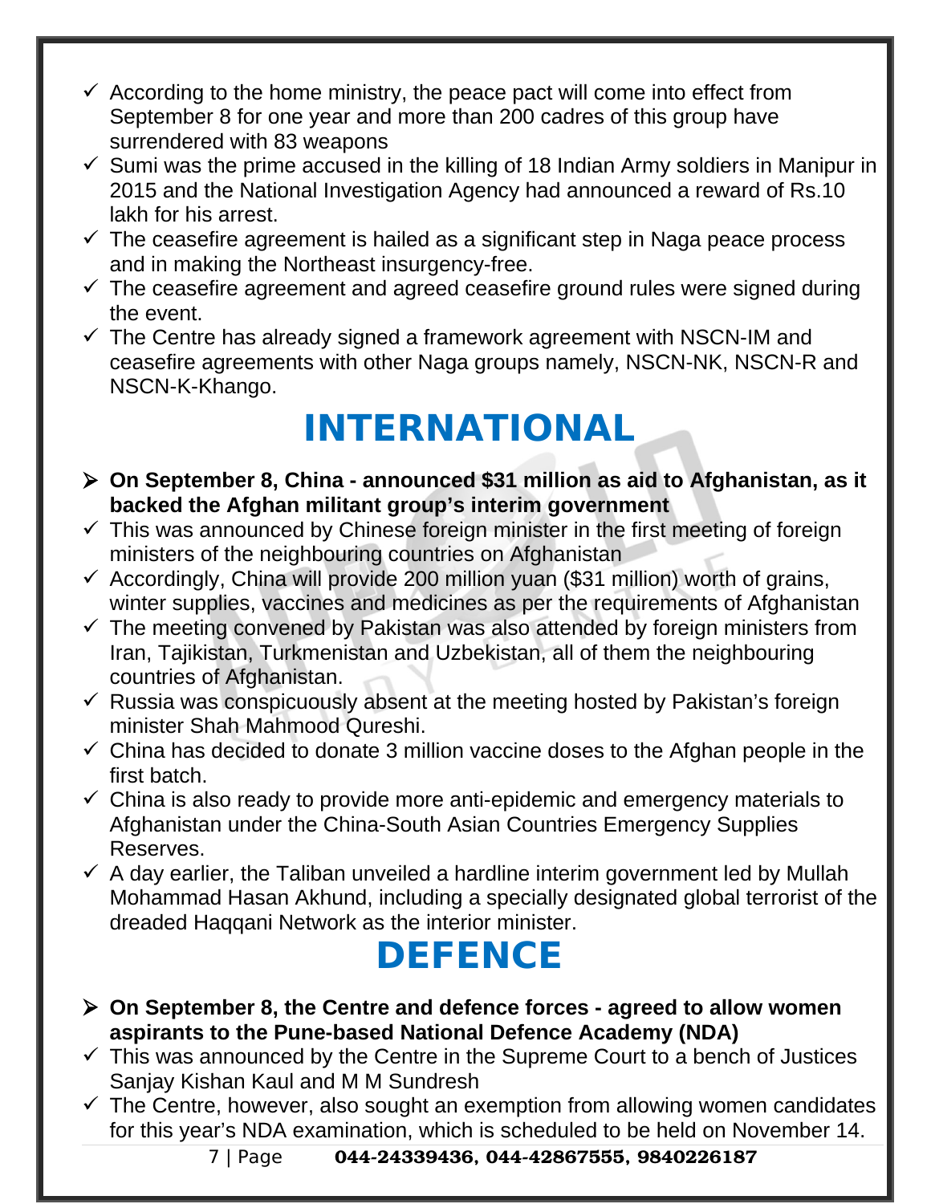- ✓ According to the home ministry, the peace pact will come into effect from September 8 for one year and more than 200 cadres of this group have surrendered with 83 weapons
- ✓ Sumi was the prime accused in the killing of 18 Indian Army soldiers in Manipur in 2015 and the National Investigation Agency had announced a reward of Rs.10 lakh for his arrest.
- ✓ The ceasefire agreement is hailed as a significant step in Naga peace process and in making the Northeast insurgency-free.
- ✓ The ceasefire agreement and agreed ceasefire ground rules were signed during the event.
- ✓ The Centre has already signed a framework agreement with NSCN-IM and ceasefire agreements with other Naga groups namely, NSCN-NK, NSCN-R and NSCN-K-Khango.

# INTERNATIONAL

- ➢ **On September 8, China - announced $31 million as aid to Afghanistan, as it backed the Afghan militant group's interim government**
- ✓ This was announced by Chinese foreign minister in the first meeting of foreign ministers of the neighbouring countries on Afghanistan
- ✓ Accordingly, China will provide 200 million yuan ($31 million) worth of grains, winter supplies, vaccines and medicines as per the requirements of Afghanistan
- ✓ The meeting convened by Pakistan was also attended by foreign ministers from Iran, Tajikistan, Turkmenistan and Uzbekistan, all of them the neighbouring countries of Afghanistan.
- ✓ Russia was conspicuously absent at the meeting hosted by Pakistan's foreign minister Shah Mahmood Qureshi.
- ✓ China has decided to donate 3 million vaccine doses to the Afghan people in the first batch.
- ✓ China is also ready to provide more anti-epidemic and emergency materials to Afghanistan under the China-South Asian Countries Emergency Supplies Reserves.
- ✓ A day earlier, the Taliban unveiled a hardline interim government led by Mullah Mohammad Hasan Akhund, including a specially designated global terrorist of the dreaded Haqqani Network as the interior minister.

# DEFENCE

- ➢ **On September 8, the Centre and defence forces - agreed to allow women aspirants to the Pune-based National Defence Academy (NDA)**
- ✓ This was announced by the Centre in the Supreme Court to a bench of Justices Sanjay Kishan Kaul and M M Sundresh
- ✓ The Centre, however, also sought an exemption from allowing women candidates for this year's NDA examination, which is scheduled to be held on November 14.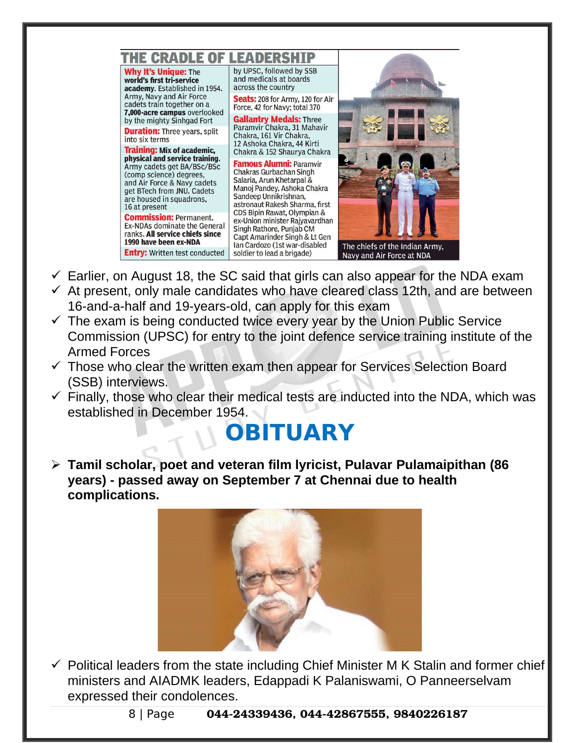## THE CRADLE OF LEADERSHIP

**Why It's Unique:** The **world's first tri-service academy**. Established in 1954. Army, Navy and Air Force cadets train together on a **7,000-acre campus** overlooked by the mighty Sinhgad Fort

**Duration:** Three years, split into six terms

**Training: Mix of academic, physical and service training.** Army cadets get BA/BSc/BSc (comp science) degrees, and Air Force & Navy cadets get BTech from JNU. Cadets are housed in squadrons, 16 at present

**Commission:** Permanent. Ex-NDAs dominate the General ranks. **All service chiefs since 1990 have been ex-NDA**

**Entry:** Written test conducted by UPSC, followed by SSB and medicals at boards across the country

**Seats:** 208 for Army, 120 for Air Force, 42 for Navy; total 370

**Gallantry Medals:** Three Paramvir Chakra, 31 Mahavir Chakra, 161 Vir Chakra, 12 Ashoka Chakra, 44 Kirti Chakra & 152 Shaurya Chakra

**Famous Alumni:** Paramvir Chakras Gurbachan Singh Salaria, Arun Khetarpal & Manoj Pandey, Ashoka Chakra Sandeep Unnikrishnan, astronaut Rakesh Sharma, first CDS Bipin Rawat, Olympian & ex-Union minister Rajyavardhan Singh Rathore, Punjab CM Capt Amarinder Singh & Lt Gen Ian Cardozo (1st war-disabled soldier to lead a brigade)

The chiefs of the Indian Army, Navy and Air Force at NDA

- ✓ Earlier, on August 18, the SC said that girls can also appear for the NDA exam
- ✓ At present, only male candidates who have cleared class 12th, and are between 16-and-a-half and 19-years-old, can apply for this exam
- ✓ The exam is being conducted twice every year by the Union Public Service Commission (UPSC) for entry to the joint defence service training institute of the Armed Forces
- ✓ Those who clear the written exam then appear for Services Selection Board (SSB) interviews.
- ✓ Finally, those who clear their medical tests are inducted into the NDA, which was established in December 1954.

# OBITUARY

- ➢ **Tamil scholar, poet and veteran film lyricist, Pulavar Pulamaipithan (86 years) - passed away on September 7 at Chennai due to health complications.**

- ✓ Political leaders from the state including Chief Minister M K Stalin and former chief ministers and AIADMK leaders, Edappadi K Palaniswami, O Panneerselvam expressed their condolences.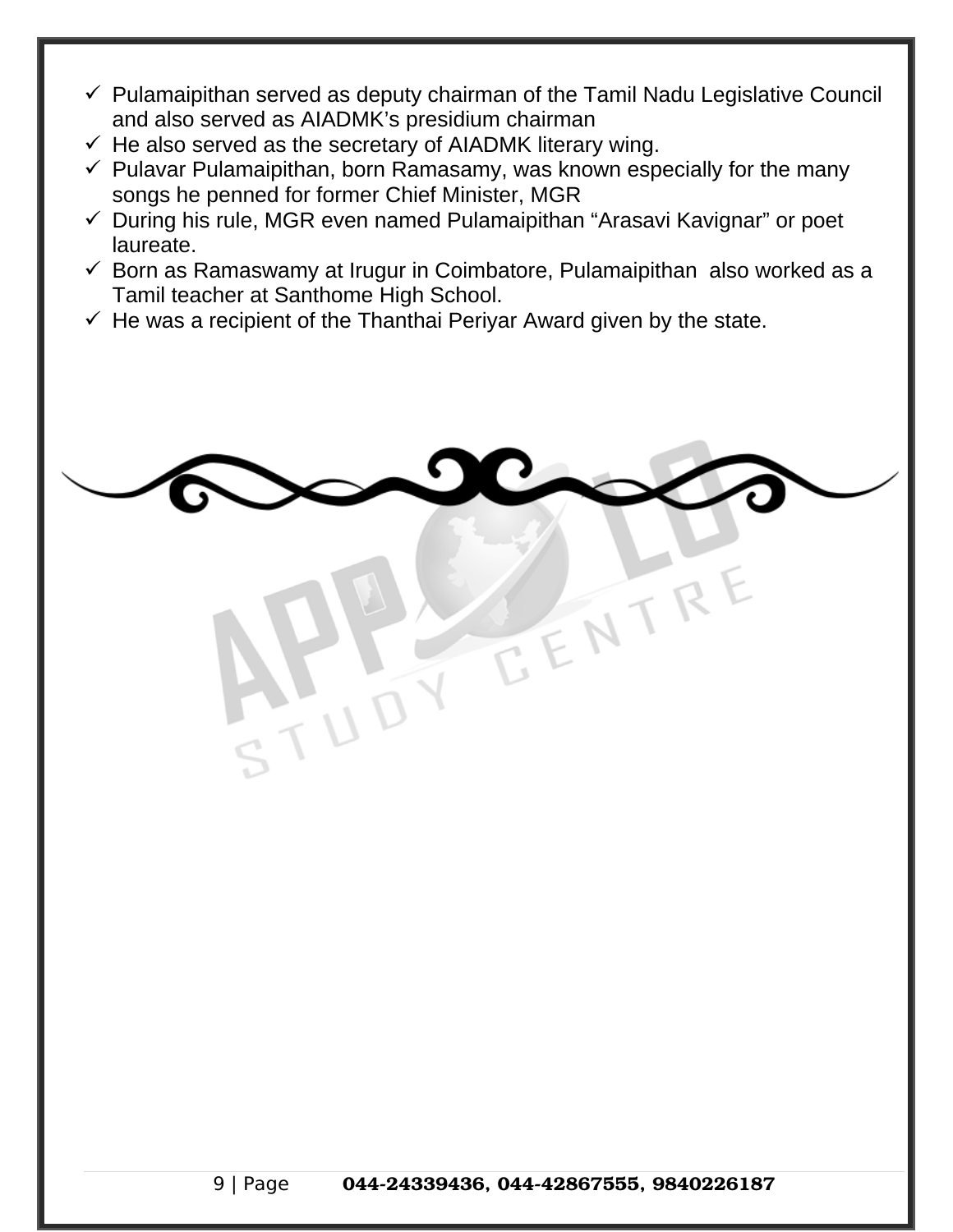- ✓ Pulamaipithan served as deputy chairman of the Tamil Nadu Legislative Council and also served as AIADMK's presidium chairman
- ✓ He also served as the secretary of AIADMK literary wing.
- ✓ Pulavar Pulamaipithan, born Ramasamy, was known especially for the many songs he penned for former Chief Minister, MGR
- ✓ During his rule, MGR even named Pulamaipithan “Arasavi Kavignar” or poet laureate.
- ✓ Born as Ramaswamy at Irugur in Coimbatore, Pulamaipithan also worked as a Tamil teacher at Santhome High School.
- ✓ He was a recipient of the Thanthai Periyar Award given by the state.